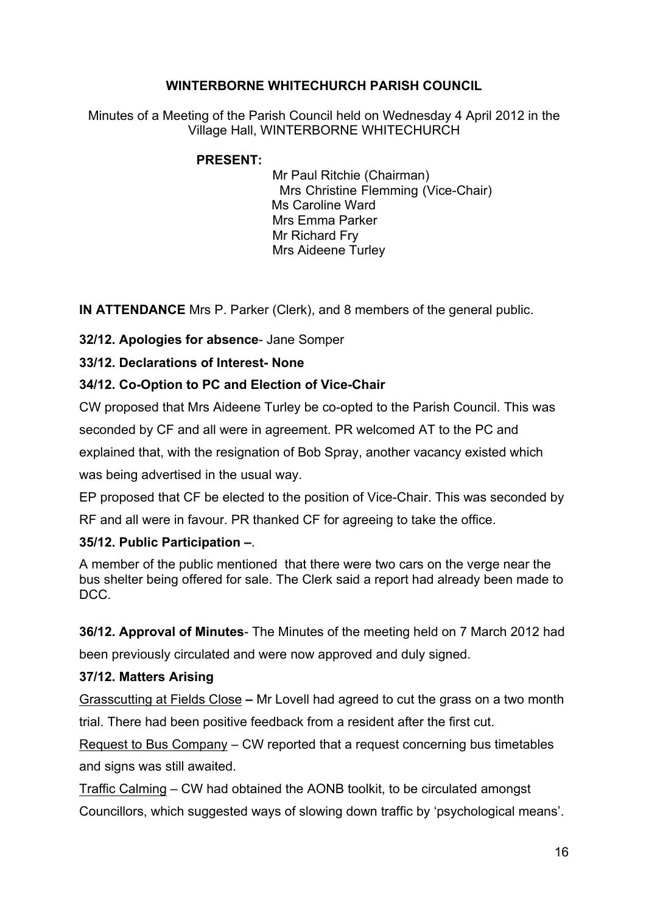# WINTERBORNE WHITECHURCH PARISH COUNCIL

Minutes of a Meeting of the Parish Council held on Wednesday 4 April 2012 in the Village Hall, WINTERBORNE WHITECHURCH

**PRESENT:**

Mr Paul Ritchie (Chairman)
Mrs Christine Flemming (Vice-Chair)
Ms Caroline Ward
Mrs Emma Parker
Mr Richard Fry
Mrs Aideene Turley

**IN ATTENDANCE** Mrs P. Parker (Clerk), and 8 members of the general public.

**32/12. Apologies for absence**- Jane Somper

**33/12. Declarations of Interest- None**

**34/12. Co-Option to PC and Election of Vice-Chair**

CW proposed that Mrs Aideene Turley be co-opted to the Parish Council. This was seconded by CF and all were in agreement. PR welcomed AT to the PC and explained that, with the resignation of Bob Spray, another vacancy existed which was being advertised in the usual way.

EP proposed that CF be elected to the position of Vice-Chair. This was seconded by RF and all were in favour. PR thanked CF for agreeing to take the office.

**35/12. Public Participation –**.

A member of the public mentioned that there were two cars on the verge near the bus shelter being offered for sale. The Clerk said a report had already been made to DCC.

**36/12. Approval of Minutes**- The Minutes of the meeting held on 7 March 2012 had been previously circulated and were now approved and duly signed.

**37/12. Matters Arising**

Grasscutting at Fields Close **–** Mr Lovell had agreed to cut the grass on a two month trial. There had been positive feedback from a resident after the first cut.

Request to Bus Company – CW reported that a request concerning bus timetables and signs was still awaited.

Traffic Calming – CW had obtained the AONB toolkit, to be circulated amongst Councillors, which suggested ways of slowing down traffic by 'psychological means'.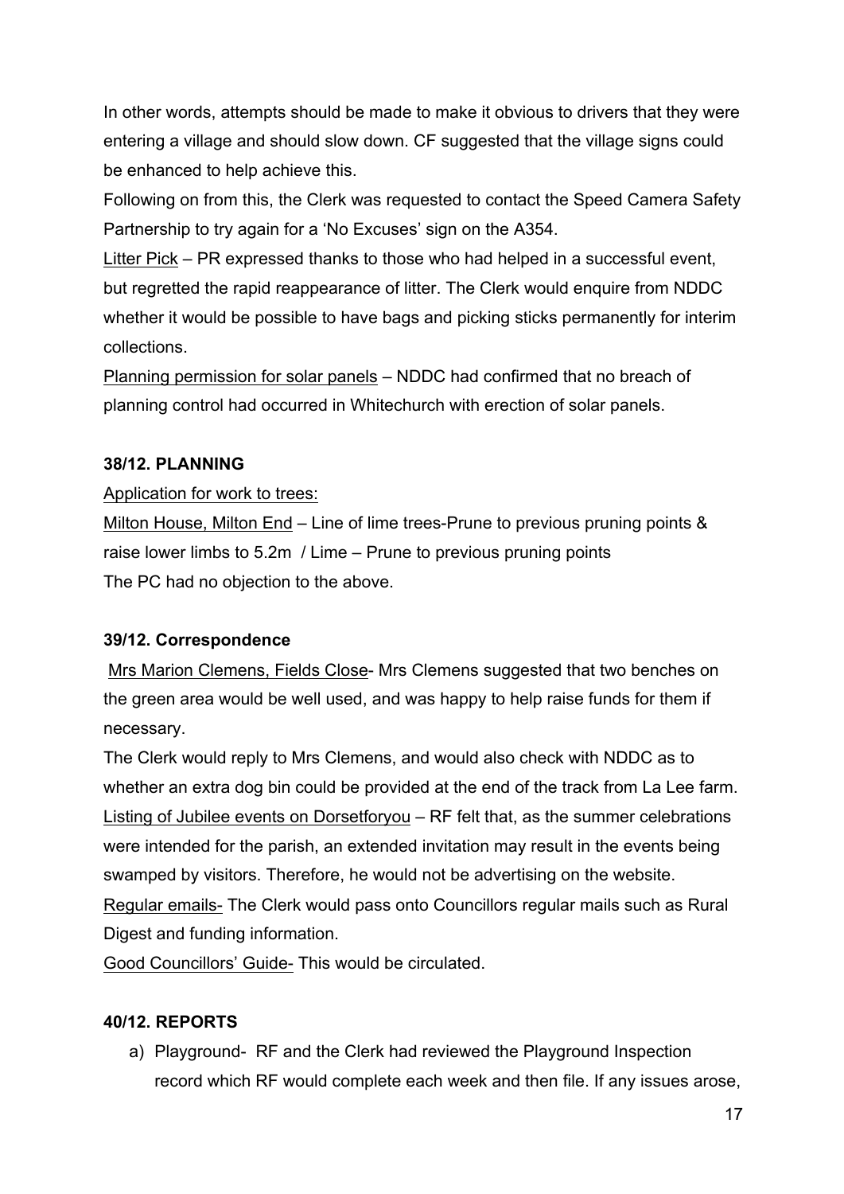In other words, attempts should be made to make it obvious to drivers that they were entering a village and should slow down. CF suggested that the village signs could be enhanced to help achieve this.

Following on from this, the Clerk was requested to contact the Speed Camera Safety Partnership to try again for a 'No Excuses' sign on the A354.

Litter Pick – PR expressed thanks to those who had helped in a successful event, but regretted the rapid reappearance of litter. The Clerk would enquire from NDDC whether it would be possible to have bags and picking sticks permanently for interim collections.

Planning permission for solar panels – NDDC had confirmed that no breach of planning control had occurred in Whitechurch with erection of solar panels.

**38/12. PLANNING**

Application for work to trees:

Milton House, Milton End – Line of lime trees-Prune to previous pruning points & raise lower limbs to 5.2m / Lime – Prune to previous pruning points

The PC had no objection to the above.

**39/12. Correspondence**

Mrs Marion Clemens, Fields Close- Mrs Clemens suggested that two benches on the green area would be well used, and was happy to help raise funds for them if necessary.

The Clerk would reply to Mrs Clemens, and would also check with NDDC as to whether an extra dog bin could be provided at the end of the track from La Lee farm.

Listing of Jubilee events on Dorsetforyou – RF felt that, as the summer celebrations were intended for the parish, an extended invitation may result in the events being swamped by visitors. Therefore, he would not be advertising on the website.

Regular emails- The Clerk would pass onto Councillors regular mails such as Rural Digest and funding information.

Good Councillors' Guide- This would be circulated.

**40/12. REPORTS**

a) Playground- RF and the Clerk had reviewed the Playground Inspection record which RF would complete each week and then file. If any issues arose,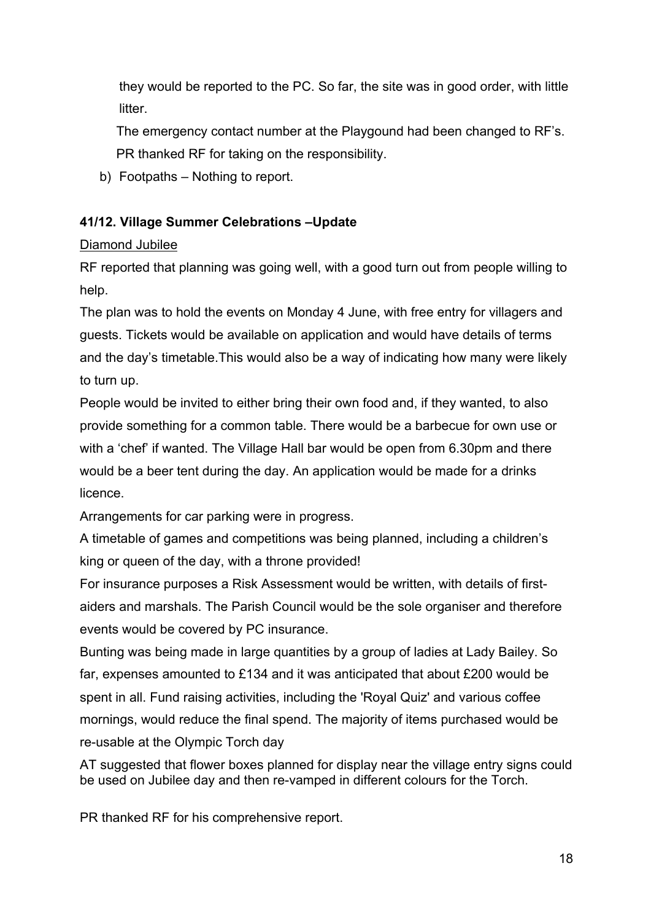they would be reported to the PC. So far, the site was in good order, with little litter.

The emergency contact number at the Playgound had been changed to RF's. PR thanked RF for taking on the responsibility.

b) Footpaths – Nothing to report.

**41/12. Village Summer Celebrations –Update**

Diamond Jubilee

RF reported that planning was going well, with a good turn out from people willing to help.

The plan was to hold the events on Monday 4 June, with free entry for villagers and guests. Tickets would be available on application and would have details of terms and the day's timetable.This would also be a way of indicating how many were likely to turn up.

People would be invited to either bring their own food and, if they wanted, to also provide something for a common table. There would be a barbecue for own use or with a 'chef' if wanted. The Village Hall bar would be open from 6.30pm and there would be a beer tent during the day. An application would be made for a drinks licence.

Arrangements for car parking were in progress.

A timetable of games and competitions was being planned, including a children's king or queen of the day, with a throne provided!

For insurance purposes a Risk Assessment would be written, with details of first-aiders and marshals. The Parish Council would be the sole organiser and therefore events would be covered by PC insurance.

Bunting was being made in large quantities by a group of ladies at Lady Bailey. So far, expenses amounted to £134 and it was anticipated that about £200 would be spent in all. Fund raising activities, including the 'Royal Quiz' and various coffee mornings, would reduce the final spend. The majority of items purchased would be re-usable at the Olympic Torch day

AT suggested that flower boxes planned for display near the village entry signs could be used on Jubilee day and then re-vamped in different colours for the Torch.

PR thanked RF for his comprehensive report.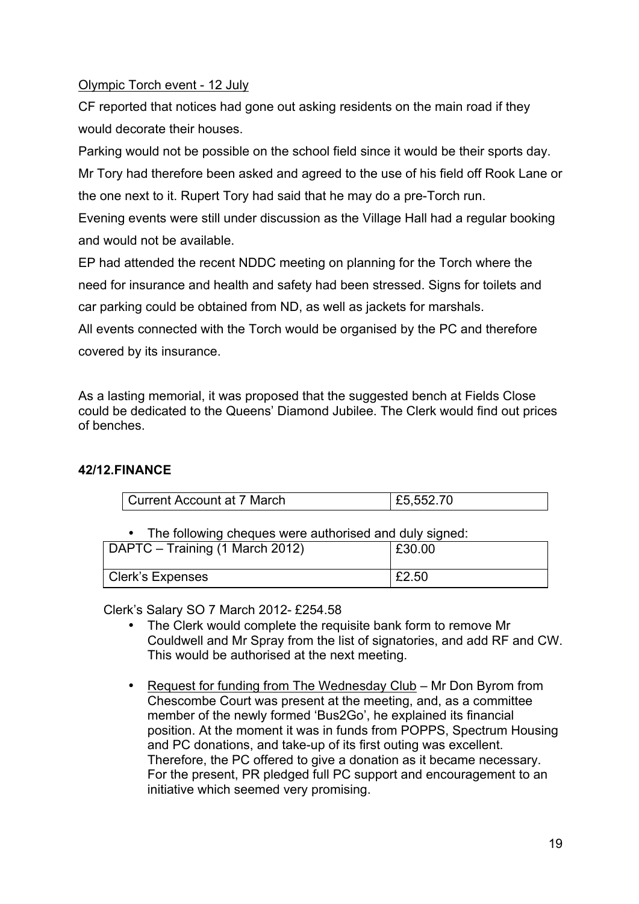Olympic Torch event - 12 July

CF reported that notices had gone out asking residents on the main road if they would decorate their houses.

Parking would not be possible on the school field since it would be their sports day. Mr Tory had therefore been asked and agreed to the use of his field off Rook Lane or the one next to it. Rupert Tory had said that he may do a pre-Torch run.

Evening events were still under discussion as the Village Hall had a regular booking and would not be available.

EP had attended the recent NDDC meeting on planning for the Torch where the need for insurance and health and safety had been stressed. Signs for toilets and car parking could be obtained from ND, as well as jackets for marshals.

All events connected with the Torch would be organised by the PC and therefore covered by its insurance.

As a lasting memorial, it was proposed that the suggested bench at Fields Close could be dedicated to the Queens' Diamond Jubilee. The Clerk would find out prices of benches.

**42/12.FINANCE**

| Current Account at 7 March | £5,552.70 |
|---|---|

- The following cheques were authorised and duly signed:

| DAPTC – Training (1 March 2012) | £30.00 |
|---|---|
| Clerk's Expenses | £2.50 |

Clerk's Salary SO 7 March 2012- £254.58

- The Clerk would complete the requisite bank form to remove Mr Couldwell and Mr Spray from the list of signatories, and add RF and CW. This would be authorised at the next meeting.
- Request for funding from The Wednesday Club – Mr Don Byrom from Chescombe Court was present at the meeting, and, as a committee member of the newly formed 'Bus2Go', he explained its financial position. At the moment it was in funds from POPPS, Spectrum Housing and PC donations, and take-up of its first outing was excellent. Therefore, the PC offered to give a donation as it became necessary. For the present, PR pledged full PC support and encouragement to an initiative which seemed very promising.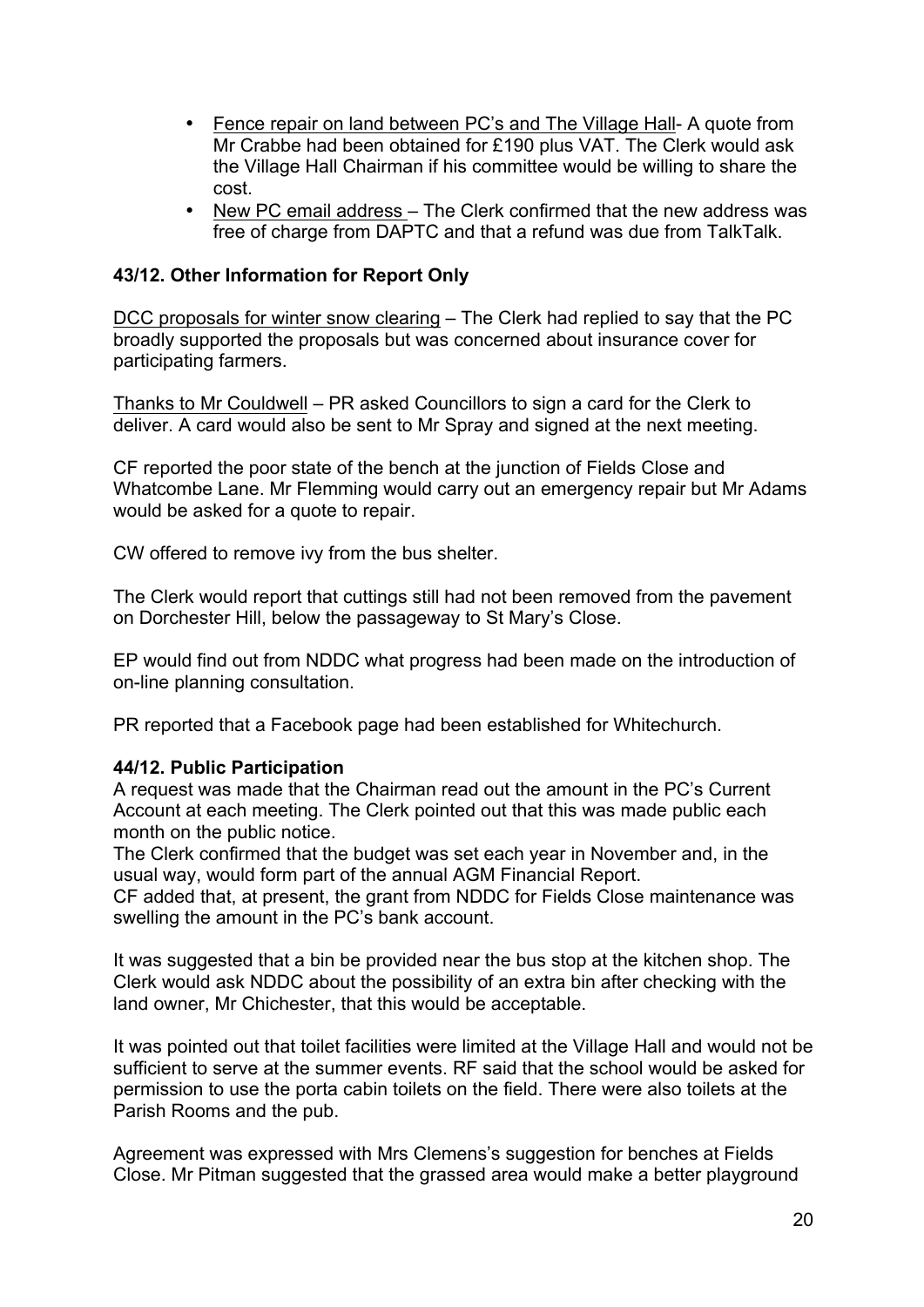- Fence repair on land between PC's and The Village Hall- A quote from Mr Crabbe had been obtained for £190 plus VAT. The Clerk would ask the Village Hall Chairman if his committee would be willing to share the cost.
- New PC email address – The Clerk confirmed that the new address was free of charge from DAPTC and that a refund was due from TalkTalk.

**43/12. Other Information for Report Only**

DCC proposals for winter snow clearing – The Clerk had replied to say that the PC broadly supported the proposals but was concerned about insurance cover for participating farmers.

Thanks to Mr Couldwell – PR asked Councillors to sign a card for the Clerk to deliver. A card would also be sent to Mr Spray and signed at the next meeting.

CF reported the poor state of the bench at the junction of Fields Close and Whatcombe Lane. Mr Flemming would carry out an emergency repair but Mr Adams would be asked for a quote to repair.

CW offered to remove ivy from the bus shelter.

The Clerk would report that cuttings still had not been removed from the pavement on Dorchester Hill, below the passageway to St Mary's Close.

EP would find out from NDDC what progress had been made on the introduction of on-line planning consultation.

PR reported that a Facebook page had been established for Whitechurch.

**44/12. Public Participation**

A request was made that the Chairman read out the amount in the PC's Current Account at each meeting. The Clerk pointed out that this was made public each month on the public notice.

The Clerk confirmed that the budget was set each year in November and, in the usual way, would form part of the annual AGM Financial Report.

CF added that, at present, the grant from NDDC for Fields Close maintenance was swelling the amount in the PC's bank account.

It was suggested that a bin be provided near the bus stop at the kitchen shop. The Clerk would ask NDDC about the possibility of an extra bin after checking with the land owner, Mr Chichester, that this would be acceptable.

It was pointed out that toilet facilities were limited at the Village Hall and would not be sufficient to serve at the summer events. RF said that the school would be asked for permission to use the porta cabin toilets on the field. There were also toilets at the Parish Rooms and the pub.

Agreement was expressed with Mrs Clemens's suggestion for benches at Fields Close. Mr Pitman suggested that the grassed area would make a better playground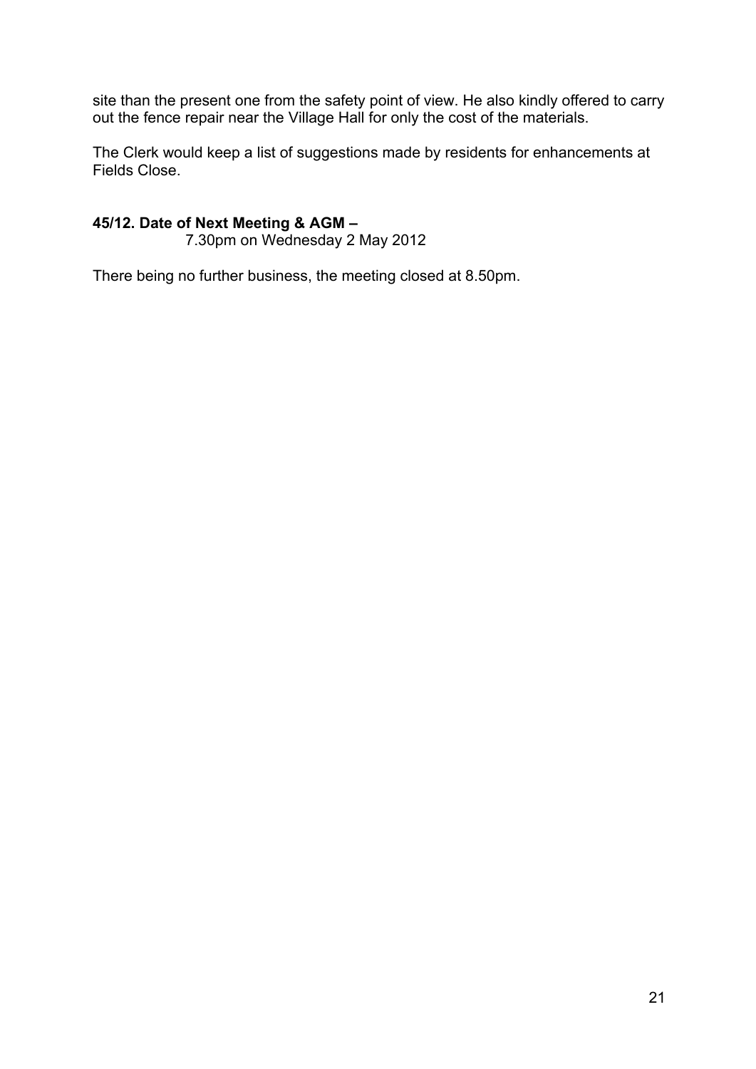site than the present one from the safety point of view. He also kindly offered to carry out the fence repair near the Village Hall for only the cost of the materials.

The Clerk would keep a list of suggestions made by residents for enhancements at Fields Close.

**45/12. Date of Next Meeting & AGM –**
7.30pm on Wednesday 2 May 2012

There being no further business, the meeting closed at 8.50pm.